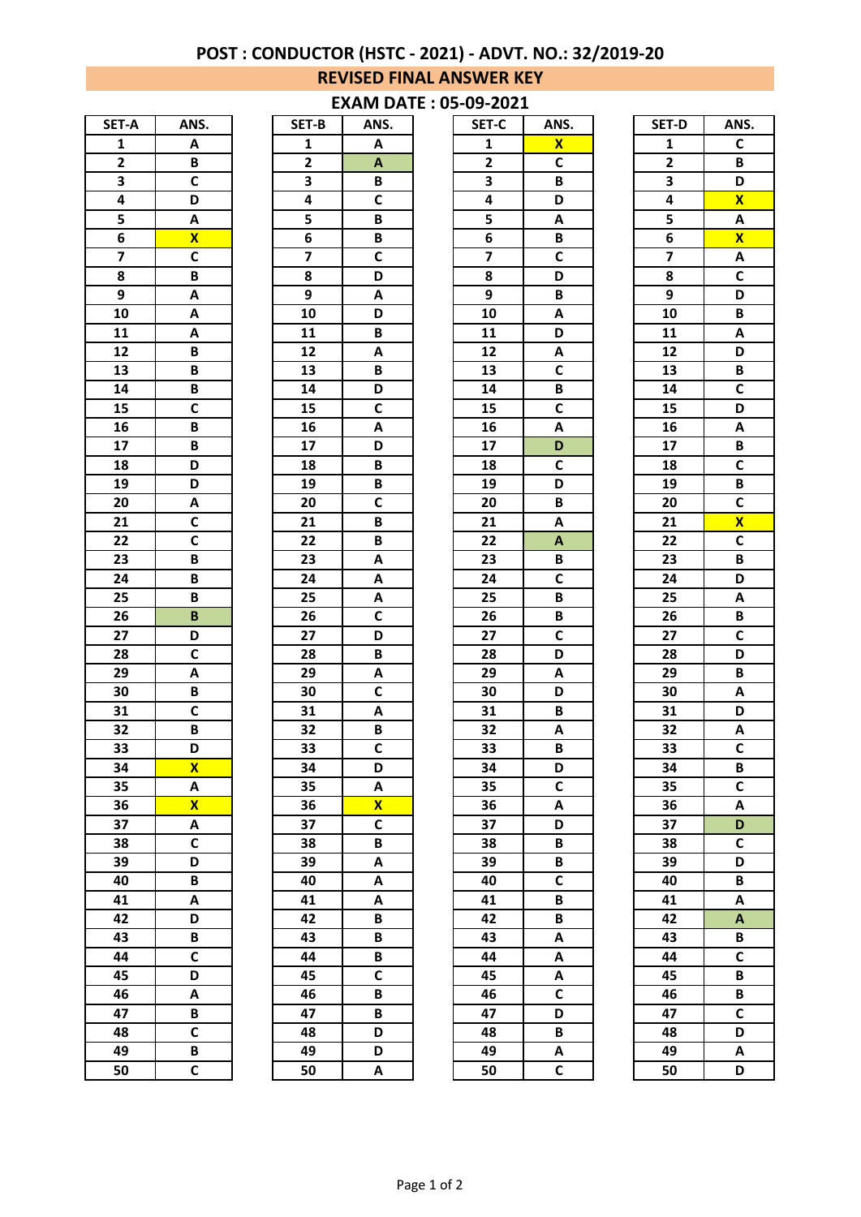## POST : CONDUCTOR (HSTC - 2021) - ADVT. NO.: 32/2019-20

### REVISED FINAL ANSWER KEY

### EXAM DATE : 05-09-2021

| SET-A | ANS. |
|---|---|
| 1 | A |
| 2 | B |
| 3 | C |
| 4 | D |
| 5 | A |
| 6 | X |
| 7 | C |
| 8 | B |
| 9 | A |
| 10 | A |
| 11 | A |
| 12 | B |
| 13 | B |
| 14 | B |
| 15 | C |
| 16 | B |
| 17 | B |
| 18 | D |
| 19 | D |
| 20 | A |
| 21 | C |
| 22 | C |
| 23 | B |
| 24 | B |
| 25 | B |
| 26 | B |
| 27 | D |
| 28 | C |
| 29 | A |
| 30 | B |
| 31 | C |
| 32 | B |
| 33 | D |
| 34 | X |
| 35 | A |
| 36 | X |
| 37 | A |
| 38 | C |
| 39 | D |
| 40 | B |
| 41 | A |
| 42 | D |
| 43 | B |
| 44 | C |
| 45 | D |
| 46 | A |
| 47 | B |
| 48 | C |
| 49 | B |
| 50 | C |

| SET-B | ANS. |
|---|---|
| 1 | A |
| 2 | A |
| 3 | B |
| 4 | C |
| 5 | B |
| 6 | B |
| 7 | C |
| 8 | D |
| 9 | A |
| 10 | D |
| 11 | B |
| 12 | A |
| 13 | B |
| 14 | D |
| 15 | C |
| 16 | A |
| 17 | D |
| 18 | B |
| 19 | B |
| 20 | C |
| 21 | B |
| 22 | B |
| 23 | A |
| 24 | A |
| 25 | A |
| 26 | C |
| 27 | D |
| 28 | B |
| 29 | A |
| 30 | C |
| 31 | A |
| 32 | B |
| 33 | C |
| 34 | D |
| 35 | A |
| 36 | X |
| 37 | C |
| 38 | B |
| 39 | A |
| 40 | A |
| 41 | A |
| 42 | B |
| 43 | B |
| 44 | B |
| 45 | C |
| 46 | B |
| 47 | B |
| 48 | D |
| 49 | D |
| 50 | A |

| SET-C | ANS. |
|---|---|
| 1 | X |
| 2 | C |
| 3 | B |
| 4 | D |
| 5 | A |
| 6 | B |
| 7 | C |
| 8 | D |
| 9 | B |
| 10 | A |
| 11 | D |
| 12 | A |
| 13 | C |
| 14 | B |
| 15 | C |
| 16 | A |
| 17 | D |
| 18 | C |
| 19 | D |
| 20 | B |
| 21 | A |
| 22 | A |
| 23 | B |
| 24 | C |
| 25 | B |
| 26 | B |
| 27 | C |
| 28 | D |
| 29 | A |
| 30 | D |
| 31 | B |
| 32 | A |
| 33 | B |
| 34 | D |
| 35 | C |
| 36 | A |
| 37 | D |
| 38 | B |
| 39 | B |
| 40 | C |
| 41 | B |
| 42 | B |
| 43 | A |
| 44 | A |
| 45 | A |
| 46 | C |
| 47 | D |
| 48 | B |
| 49 | A |
| 50 | C |

| SET-D | ANS. |
|---|---|
| 1 | C |
| 2 | B |
| 3 | D |
| 4 | X |
| 5 | A |
| 6 | X |
| 7 | A |
| 8 | C |
| 9 | D |
| 10 | B |
| 11 | A |
| 12 | D |
| 13 | B |
| 14 | C |
| 15 | D |
| 16 | A |
| 17 | B |
| 18 | C |
| 19 | B |
| 20 | C |
| 21 | X |
| 22 | C |
| 23 | B |
| 24 | D |
| 25 | A |
| 26 | B |
| 27 | C |
| 28 | D |
| 29 | B |
| 30 | A |
| 31 | D |
| 32 | A |
| 33 | C |
| 34 | B |
| 35 | C |
| 36 | A |
| 37 | D |
| 38 | C |
| 39 | D |
| 40 | B |
| 41 | A |
| 42 | A |
| 43 | B |
| 44 | C |
| 45 | B |
| 46 | B |
| 47 | C |
| 48 | D |
| 49 | A |
| 50 | D |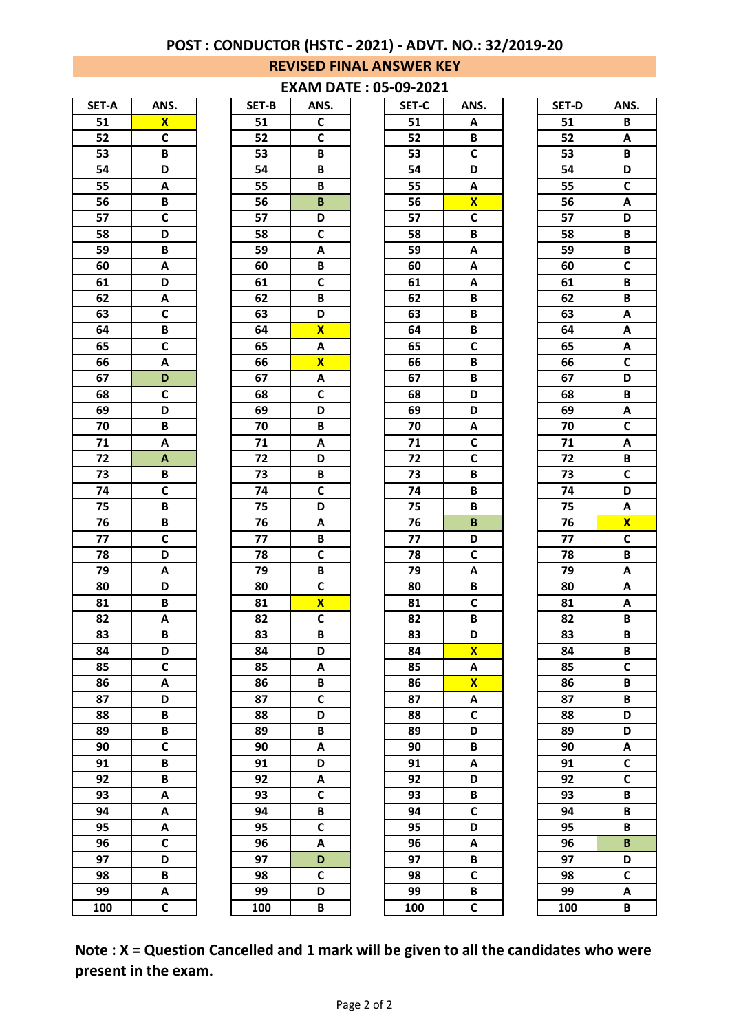# POST : CONDUCTOR (HSTC - 2021) - ADVT. NO.: 32/2019-20

## REVISED FINAL ANSWER KEY

### EXAM DATE : 05-09-2021

| SET-A | ANS. | SET-B | ANS. | SET-C | ANS. | SET-D | ANS. |
|---|---|---|---|---|---|---|---|
| 51 | X | 51 | C | 51 | A | 51 | B |
| 52 | C | 52 | C | 52 | B | 52 | A |
| 53 | B | 53 | B | 53 | C | 53 | B |
| 54 | D | 54 | B | 54 | D | 54 | D |
| 55 | A | 55 | B | 55 | A | 55 | C |
| 56 | B | 56 | B | 56 | X | 56 | A |
| 57 | C | 57 | D | 57 | C | 57 | D |
| 58 | D | 58 | C | 58 | B | 58 | B |
| 59 | B | 59 | A | 59 | A | 59 | B |
| 60 | A | 60 | B | 60 | A | 60 | C |
| 61 | D | 61 | C | 61 | A | 61 | B |
| 62 | A | 62 | B | 62 | B | 62 | B |
| 63 | C | 63 | D | 63 | B | 63 | A |
| 64 | B | 64 | X | 64 | B | 64 | A |
| 65 | C | 65 | A | 65 | C | 65 | A |
| 66 | A | 66 | X | 66 | B | 66 | C |
| 67 | D | 67 | A | 67 | B | 67 | D |
| 68 | C | 68 | C | 68 | D | 68 | B |
| 69 | D | 69 | D | 69 | D | 69 | A |
| 70 | B | 70 | B | 70 | A | 70 | C |
| 71 | A | 71 | A | 71 | C | 71 | A |
| 72 | A | 72 | D | 72 | C | 72 | B |
| 73 | B | 73 | B | 73 | B | 73 | C |
| 74 | C | 74 | C | 74 | B | 74 | D |
| 75 | B | 75 | D | 75 | B | 75 | A |
| 76 | B | 76 | A | 76 | B | 76 | X |
| 77 | C | 77 | B | 77 | D | 77 | C |
| 78 | D | 78 | C | 78 | C | 78 | B |
| 79 | A | 79 | B | 79 | A | 79 | A |
| 80 | D | 80 | C | 80 | B | 80 | A |
| 81 | B | 81 | X | 81 | C | 81 | A |
| 82 | A | 82 | C | 82 | B | 82 | B |
| 83 | B | 83 | B | 83 | D | 83 | B |
| 84 | D | 84 | D | 84 | X | 84 | B |
| 85 | C | 85 | A | 85 | A | 85 | C |
| 86 | A | 86 | B | 86 | X | 86 | B |
| 87 | D | 87 | C | 87 | A | 87 | B |
| 88 | B | 88 | D | 88 | C | 88 | D |
| 89 | B | 89 | B | 89 | D | 89 | D |
| 90 | C | 90 | A | 90 | B | 90 | A |
| 91 | B | 91 | D | 91 | A | 91 | C |
| 92 | B | 92 | A | 92 | D | 92 | C |
| 93 | A | 93 | C | 93 | B | 93 | B |
| 94 | A | 94 | B | 94 | C | 94 | B |
| 95 | A | 95 | C | 95 | D | 95 | B |
| 96 | C | 96 | A | 96 | A | 96 | B |
| 97 | D | 97 | D | 97 | B | 97 | D |
| 98 | B | 98 | C | 98 | C | 98 | C |
| 99 | A | 99 | D | 99 | B | 99 | A |
| 100 | C | 100 | B | 100 | C | 100 | B |

**Note : X = Question Cancelled and 1 mark will be given to all the candidates who were present in the exam.**